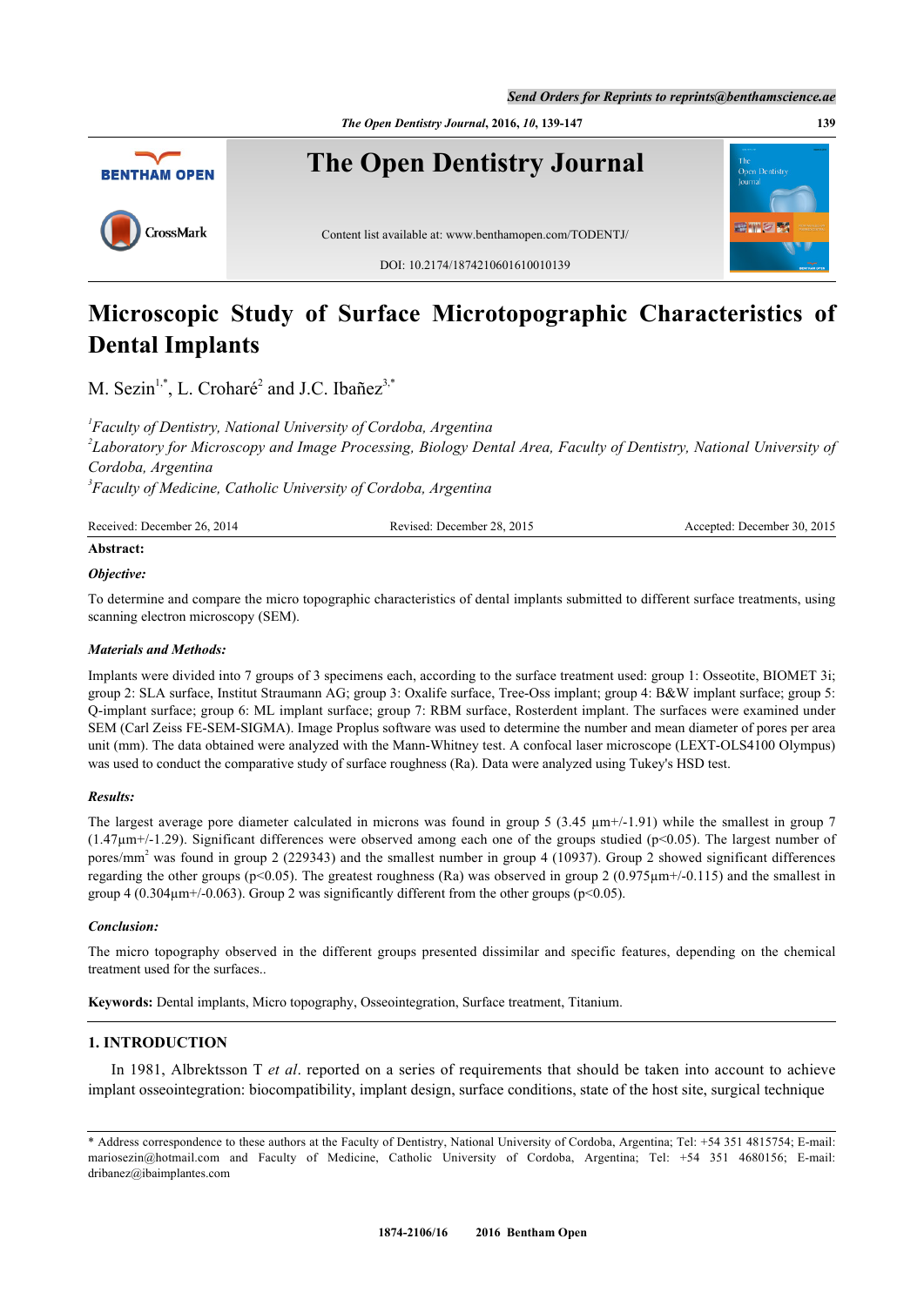# Microscopic Study of Surface Microtopographic Characteristics of Dental Implants

M. Sezin[1,*], L. Croharé[2] and J.C. Ibañez[3,*]

[1]*Faculty of Dentistry, National University of Cordoba, Argentina*
[2]*Laboratory for Microscopy and Image Processing, Biology Dental Area, Faculty of Dentistry, National University of Cordoba, Argentina*
[3]*Faculty of Medicine, Catholic University of Cordoba, Argentina*

Received: December 26, 2014 Revised: December 28, 2015 Accepted: December 30, 2015

**Abstract:**

***Objective:***

To determine and compare the micro topographic characteristics of dental implants submitted to different surface treatments, using scanning electron microscopy (SEM).

***Materials and Methods:***

Implants were divided into 7 groups of 3 specimens each, according to the surface treatment used: group 1: Osseotite, BIOMET 3i; group 2: SLA surface, Institut Straumann AG; group 3: Oxalife surface, Tree-Oss implant; group 4: B&W implant surface; group 5: Q-implant surface; group 6: ML implant surface; group 7: RBM surface, Rosterdent implant. The surfaces were examined under SEM (Carl Zeiss FE-SEM-SIGMA). Image Proplus software was used to determine the number and mean diameter of pores per area unit (mm). The data obtained were analyzed with the Mann-Whitney test. A confocal laser microscope (LEXT-OLS4100 Olympus) was used to conduct the comparative study of surface roughness (Ra). Data were analyzed using Tukey's HSD test.

***Results:***

The largest average pore diameter calculated in microns was found in group 5 (3.45 µm+/-1.91) while the smallest in group 7 (1.47µm+/-1.29). Significant differences were observed among each one of the groups studied ($p<0.05$). The largest number of pores/mm$^2$ was found in group 2 (229343) and the smallest number in group 4 (10937). Group 2 showed significant differences regarding the other groups ($p<0.05$). The greatest roughness (Ra) was observed in group 2 (0.975µm+/-0.115) and the smallest in group 4 (0.304µm+/-0.063). Group 2 was significantly different from the other groups ($p<0.05$).

***Conclusion:***

The micro topography observed in the different groups presented dissimilar and specific features, depending on the chemical treatment used for the surfaces..

**Keywords:** Dental implants, Micro topography, Osseointegration, Surface treatment, Titanium.

## 1. INTRODUCTION

In 1981, Albrektsson T *et al*. reported on a series of requirements that should be taken into account to achieve implant osseointegration: biocompatibility, implant design, surface conditions, state of the host site, surgical technique

* Address correspondence to these authors at the Faculty of Dentistry, National University of Cordoba, Argentina; Tel: +54 351 4815754; E-mail: mariosezin@hotmail.com and Faculty of Medicine, Catholic University of Cordoba, Argentina; Tel: +54 351 4680156; E-mail: dribanez@ibaimplantes.com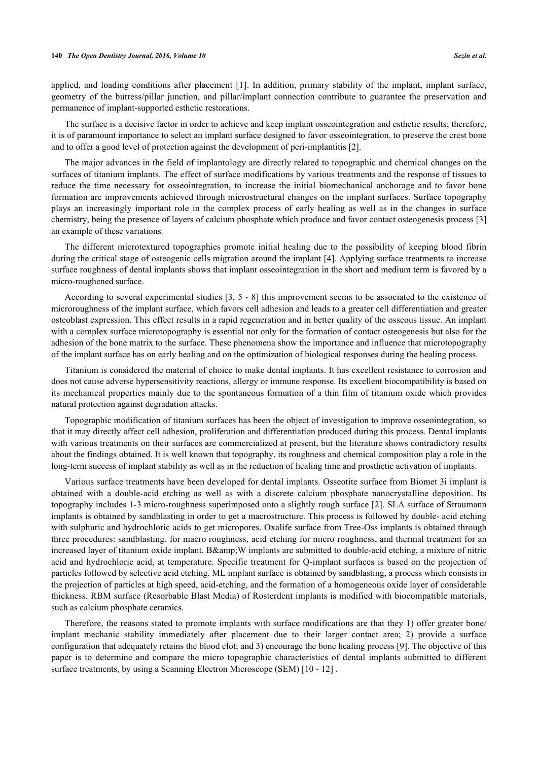applied, and loading conditions after placement [1]. In addition, primary stability of the implant, implant surface, geometry of the butress/pillar junction, and pillar/implant connection contribute to guarantee the preservation and permanence of implant-supported esthetic restorations.

The surface is a decisive factor in order to achieve and keep implant osseointegration and esthetic results; therefore, it is of paramount importance to select an implant surface designed to favor osseointegration, to preserve the crest bone and to offer a good level of protection against the development of peri-implantitis [2].

The major advances in the field of implantology are directly related to topographic and chemical changes on the surfaces of titanium implants. The effect of surface modifications by various treatments and the response of tissues to reduce the time necessary for osseointegration, to increase the initial biomechanical anchorage and to favor bone formation are improvements achieved through microstructural changes on the implant surfaces. Surface topography plays an increasingly important role in the complex process of early healing as well as in the changes in surface chemistry, being the presence of layers of calcium phosphate which produce and favor contact osteogenesis process [3] an example of these variations.

The different microtextured topographies promote initial healing due to the possibility of keeping blood fibrin during the critical stage of osteogenic cells migration around the implant [4]. Applying surface treatments to increase surface roughness of dental implants shows that implant osseointegration in the short and medium term is favored by a micro-roughened surface.

According to several experimental studies [3, 5 - 8] this improvement seems to be associated to the existence of microroughness of the implant surface, which favors cell adhesion and leads to a greater cell differentiation and greater osteoblast expression. This effect results in a rapid regeneration and in better quality of the osseous tissue. An implant with a complex surface microtopography is essential not only for the formation of contact osteogenesis but also for the adhesion of the bone matrix to the surface. These phenomena show the importance and influence that microtopography of the implant surface has on early healing and on the optimization of biological responses during the healing process.

Titanium is considered the material of choice to make dental implants. It has excellent resistance to corrosion and does not cause adverse hypersensitivity reactions, allergy or immune response. Its excellent biocompatibility is based on its mechanical properties mainly due to the spontaneous formation of a thin film of titanium oxide which provides natural protection against degradation attacks.

Topographic modification of titanium surfaces has been the object of investigation to improve osseointegration, so that it may directly affect cell adhesion, proliferation and differentiation produced during this process. Dental implants with various treatments on their surfaces are commercialized at present, but the literature shows contradictory results about the findings obtained. It is well known that topography, its roughness and chemical composition play a role in the long-term success of implant stability as well as in the reduction of healing time and prosthetic activation of implants.

Various surface treatments have been developed for dental implants. Osseotite surface from Biomet 3i implant is obtained with a double-acid etching as well as with a discrete calcium phosphate nanocrystalline deposition. Its topography includes 1-3 micro-roughness superimposed onto a slightly rough surface [2]. SLA surface of Straumann implants is obtained by sandblasting in order to get a macrostructure. This process is followed by double- acid etching with sulphuric and hydrochloric acids to get micropores. Oxalife surface from Tree-Oss implants is obtained through three procedures: sandblasting, for macro roughness, acid etching for micro roughness, and thermal treatment for an increased layer of titanium oxide implant. B&amp;W implants are submitted to double-acid etching, a mixture of nitric acid and hydrochloric acid, at temperature. Specific treatment for Q-implant surfaces is based on the projection of particles followed by selective acid etching. ML implant surface is obtained by sandblasting, a process which consists in the projection of particles at high speed, acid-etching, and the formation of a homogeneous oxide layer of considerable thickness. RBM surface (Resorbable Blast Media) of Rosterdent implants is modified with biocompatible materials, such as calcium phosphate ceramics.

Therefore, the reasons stated to promote implants with surface modifications are that they 1) offer greater bone/ implant mechanic stability immediately after placement due to their larger contact area; 2) provide a surface configuration that adequately retains the blood clot; and 3) encourage the bone healing process [9]. The objective of this paper is to determine and compare the micro topographic characteristics of dental implants submitted to different surface treatments, by using a Scanning Electron Microscope (SEM) [10 - 12] .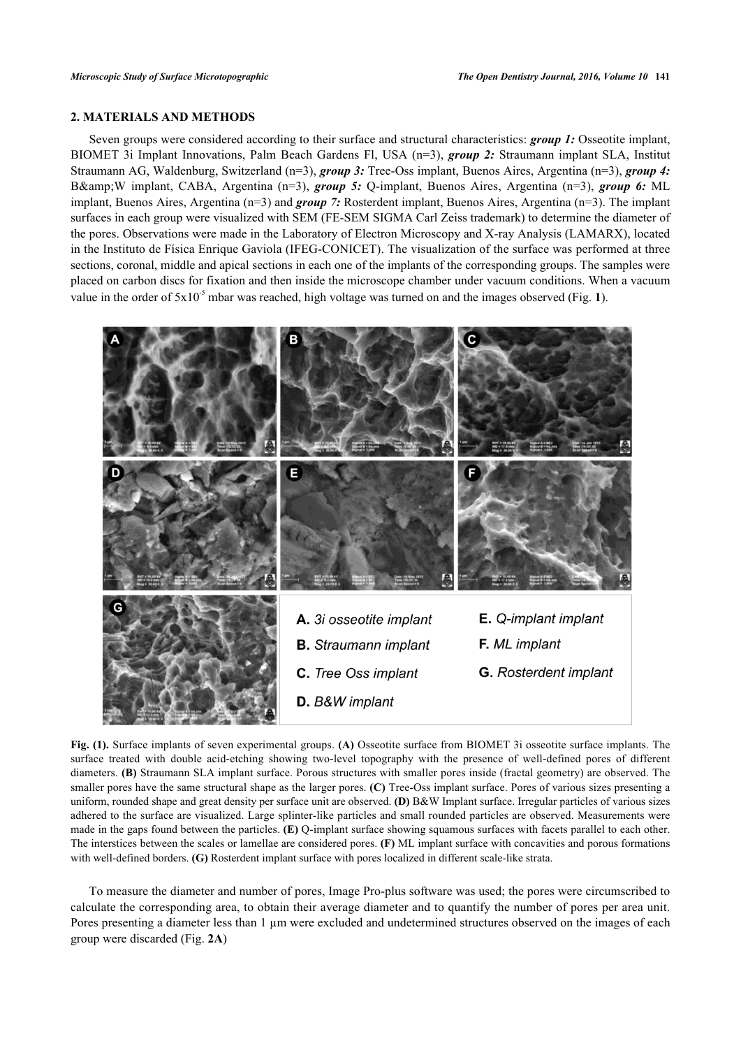## 2. MATERIALS AND METHODS

Seven groups were considered according to their surface and structural characteristics: ***group 1:*** Osseotite implant, BIOMET 3i Implant Innovations, Palm Beach Gardens Fl, USA (n=3), ***group 2:*** Straumann implant SLA, Institut Straumann AG, Waldenburg, Switzerland (n=3), ***group 3:*** Tree-Oss implant, Buenos Aires, Argentina (n=3), ***group 4:*** B&amp;W implant, CABA, Argentina (n=3), ***group 5:*** Q-implant, Buenos Aires, Argentina (n=3), ***group 6:*** ML implant, Buenos Aires, Argentina (n=3) and ***group 7:*** Rosterdent implant, Buenos Aires, Argentina (n=3). The implant surfaces in each group were visualized with SEM (FE-SEM SIGMA Carl Zeiss trademark) to determine the diameter of the pores. Observations were made in the Laboratory of Electron Microscopy and X-ray Analysis (LAMARX), located in the Instituto de Física Enrique Gaviola (IFEG-CONICET). The visualization of the surface was performed at three sections, coronal, middle and apical sections in each one of the implants of the corresponding groups. The samples were placed on carbon discs for fixation and then inside the microscope chamber under vacuum conditions. When a vacuum value in the order of $5x10^{-5}$ mbar was reached, high voltage was turned on and the images observed (Fig. **1**).

A. *3i osseotite implant*
B. *Straumann implant*
C. *Tree Oss implant*
D. *B&W implant*
E. *Q-implant implant*
F. *ML implant*
G. *Rosterdent implant*

**Fig. (1).** Surface implants of seven experimental groups. **(A)** Osseotite surface from BIOMET 3i osseotite surface implants. The surface treated with double acid-etching showing two-level topography with the presence of well-defined pores of different diameters. **(B)** Straumann SLA implant surface. Porous structures with smaller pores inside (fractal geometry) are observed. The smaller pores have the same structural shape as the larger pores. **(C)** Tree-Oss implant surface. Pores of various sizes presenting a uniform, rounded shape and great density per surface unit are observed. **(D)** B&W Implant surface. Irregular particles of various sizes adhered to the surface are visualized. Large splinter-like particles and small rounded particles are observed. Measurements were made in the gaps found between the particles. **(E)** Q-implant surface showing squamous surfaces with facets parallel to each other. The interstices between the scales or lamellae are considered pores. **(F)** ML implant surface with concavities and porous formations with well-defined borders. **(G)** Rosterdent implant surface with pores localized in different scale-like strata.

To measure the diameter and number of pores, Image Pro-plus software was used; the pores were circumscribed to calculate the corresponding area, to obtain their average diameter and to quantify the number of pores per area unit. Pores presenting a diameter less than 1 µm were excluded and undetermined structures observed on the images of each group were discarded (Fig. **2A**)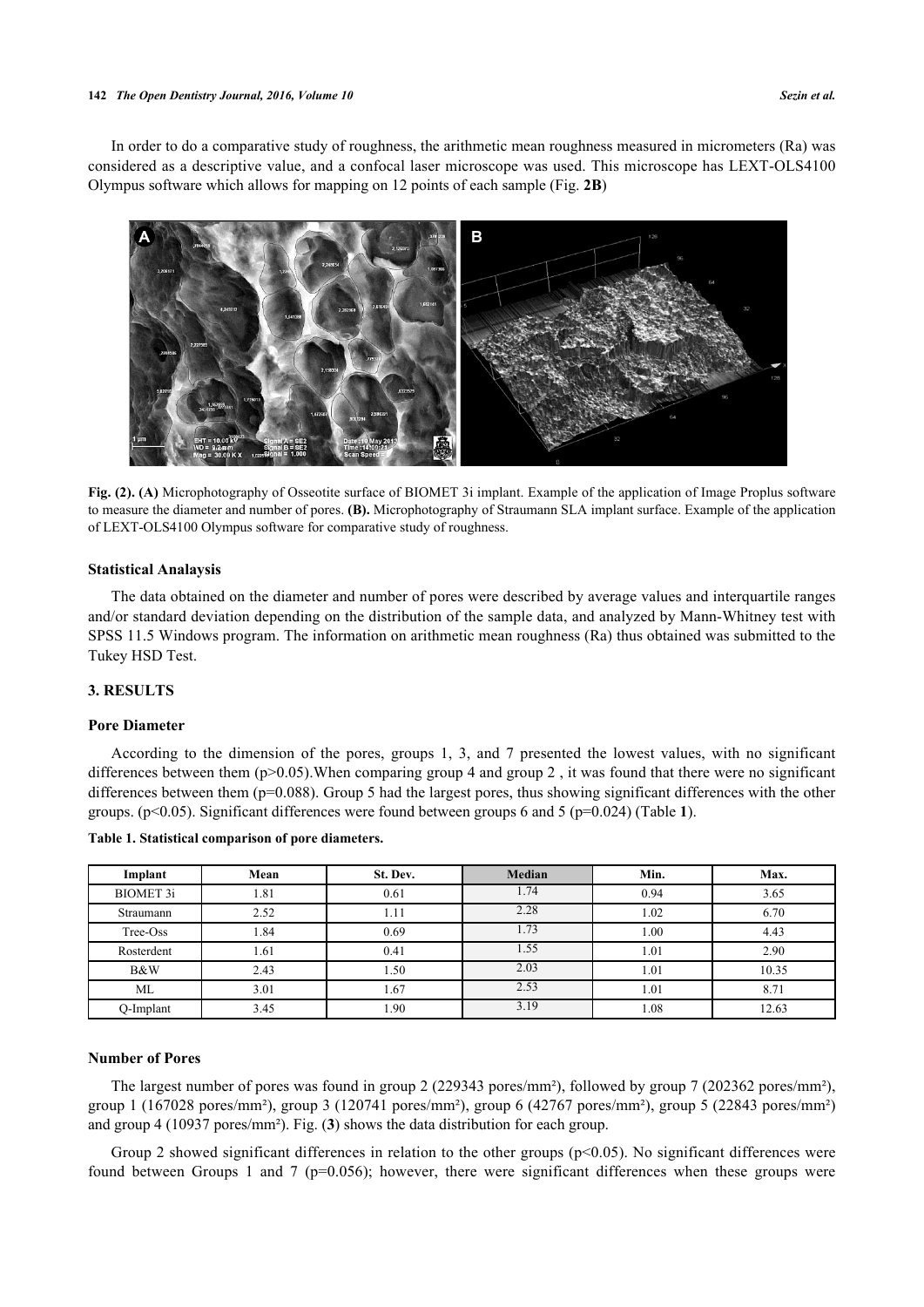In order to do a comparative study of roughness, the arithmetic mean roughness measured in micrometers (Ra) was considered as a descriptive value, and a confocal laser microscope was used. This microscope has LEXT-OLS4100 Olympus software which allows for mapping on 12 points of each sample (Fig. **2B**)

**Fig. (2). (A)** Microphotography of Osseotite surface of BIOMET 3i implant. Example of the application of Image Proplus software to measure the diameter and number of pores. **(B).** Microphotography of Straumann SLA implant surface. Example of the application of LEXT-OLS4100 Olympus software for comparative study of roughness.

### Statistical Analaysis

The data obtained on the diameter and number of pores were described by average values and interquartile ranges and/or standard deviation depending on the distribution of the sample data, and analyzed by Mann-Whitney test with SPSS 11.5 Windows program. The information on arithmetic mean roughness (Ra) thus obtained was submitted to the Tukey HSD Test.

## 3. RESULTS

### Pore Diameter

According to the dimension of the pores, groups 1, 3, and 7 presented the lowest values, with no significant differences between them ($p>0.05$).When comparing group 4 and group 2 , it was found that there were no significant differences between them ($p=0.088$). Group 5 had the largest pores, thus showing significant differences with the other groups. ($p<0.05$). Significant differences were found between groups 6 and 5 ($p=0.024$) (Table **1**).

**Table 1. Statistical comparison of pore diameters.**

| Implant | Mean | St. Dev. | Median | Min. | Max. |
|---|---|---|---|---|---|
| BIOMET 3i | 1.81 | 0.61 | 1.74 | 0.94 | 3.65 |
| Straumann | 2.52 | 1.11 | 2.28 | 1.02 | 6.70 |
| Tree-Oss | 1.84 | 0.69 | 1.73 | 1.00 | 4.43 |
| Rosterdent | 1.61 | 0.41 | 1.55 | 1.01 | 2.90 |
| B&W | 2.43 | 1.50 | 2.03 | 1.01 | 10.35 |
| ML | 3.01 | 1.67 | 2.53 | 1.01 | 8.71 |
| Q-Implant | 3.45 | 1.90 | 3.19 | 1.08 | 12.63 |

### Number of Pores

The largest number of pores was found in group 2 (229343 pores/mm²), followed by group 7 (202362 pores/mm²), group 1 (167028 pores/mm²), group 3 (120741 pores/mm²), group 6 (42767 pores/mm²), group 5 (22843 pores/mm²) and group 4 (10937 pores/mm²). Fig. (**3**) shows the data distribution for each group.

Group 2 showed significant differences in relation to the other groups ($p<0.05$). No significant differences were found between Groups 1 and 7 ($p=0.056$); however, there were significant differences when these groups were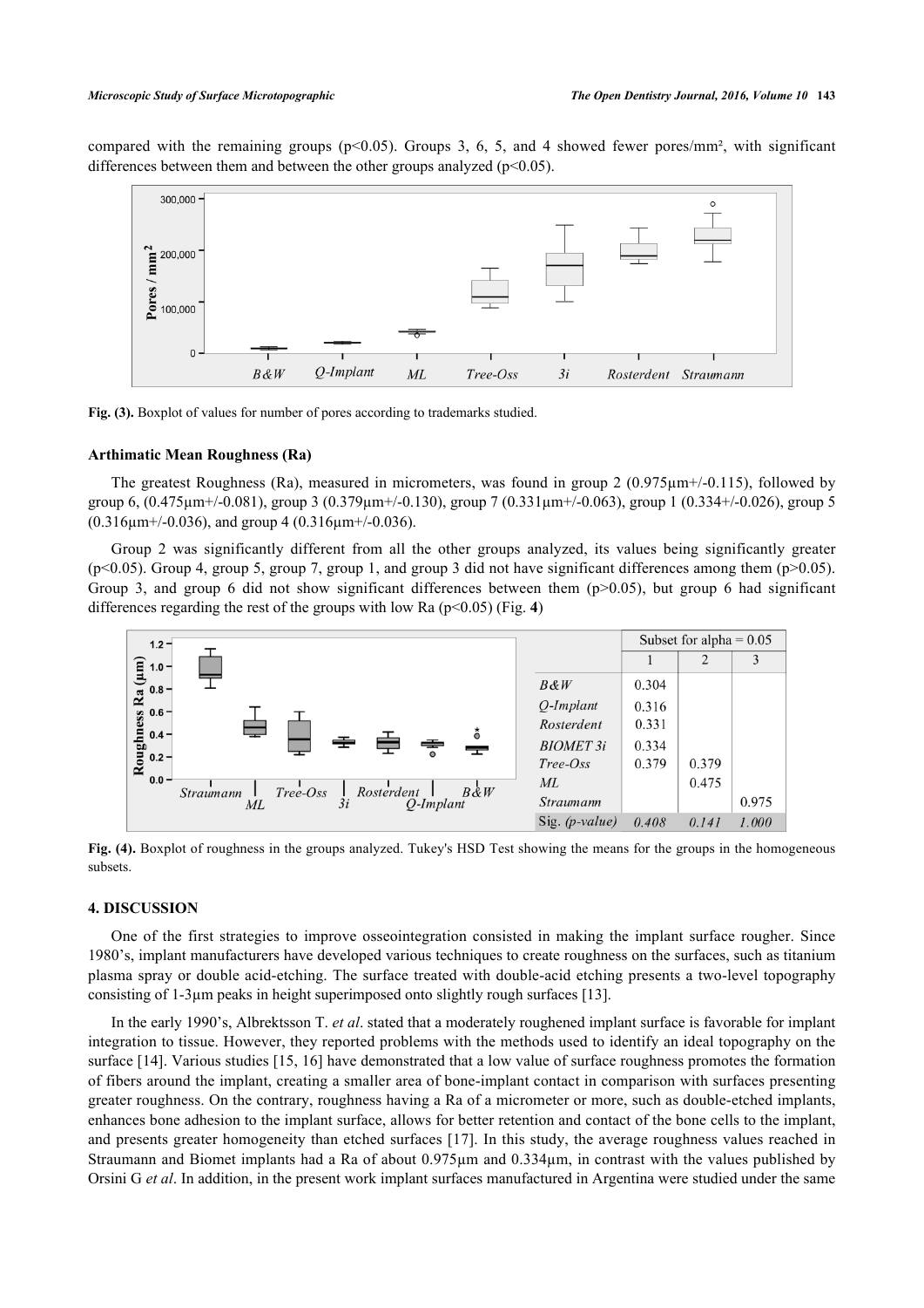compared with the remaining groups (p<0.05). Groups 3, 6, 5, and 4 showed fewer pores/mm², with significant differences between them and between the other groups analyzed (p<0.05).

**Fig. (3).** Boxplot of values for number of pores according to trademarks studied.

### Arthimatic Mean Roughness (Ra)

The greatest Roughness (Ra), measured in micrometers, was found in group 2 (0.975µm+/-0.115), followed by group 6, (0.475µm+/-0.081), group 3 (0.379µm+/-0.130), group 7 (0.331µm+/-0.063), group 1 (0.334+/-0.026), group 5 (0.316µm+/-0.036), and group 4 (0.316µm+/-0.036).

Group 2 was significantly different from all the other groups analyzed, its values being significantly greater (p<0.05). Group 4, group 5, group 7, group 1, and group 3 did not have significant differences among them (p>0.05). Group 3, and group 6 did not show significant differences between them (p>0.05), but group 6 had significant differences regarding the rest of the groups with low Ra (p<0.05) (Fig. **4**)

| | Subset for alpha = 0.05 | | |
|---|---|---|---|
| | 1 | 2 | 3 |
| *B&W* | 0.304 | | |
| *Q-Implant* | 0.316 | | |
| *Rosterdent* | 0.331 | | |
| *BIOMET 3i* | 0.334 | | |
| *Tree-Oss* | 0.379 | 0.379 | |
| *ML* | | 0.475 | |
| *Straumann* | | | 0.975 |
| Sig. *(p-value)* | *0.408* | *0.141* | *1.000* |

**Fig. (4).** Boxplot of roughness in the groups analyzed. Tukey's HSD Test showing the means for the groups in the homogeneous subsets.

## 4. DISCUSSION

One of the first strategies to improve osseointegration consisted in making the implant surface rougher. Since 1980's, implant manufacturers have developed various techniques to create roughness on the surfaces, such as titanium plasma spray or double acid-etching. The surface treated with double-acid etching presents a two-level topography consisting of 1-3µm peaks in height superimposed onto slightly rough surfaces [13].

In the early 1990's, Albrektsson T. *et al*. stated that a moderately roughened implant surface is favorable for implant integration to tissue. However, they reported problems with the methods used to identify an ideal topography on the surface [14]. Various studies [15, 16] have demonstrated that a low value of surface roughness promotes the formation of fibers around the implant, creating a smaller area of bone-implant contact in comparison with surfaces presenting greater roughness. On the contrary, roughness having a Ra of a micrometer or more, such as double-etched implants, enhances bone adhesion to the implant surface, allows for better retention and contact of the bone cells to the implant, and presents greater homogeneity than etched surfaces [17]. In this study, the average roughness values reached in Straumann and Biomet implants had a Ra of about 0.975µm and 0.334µm, in contrast with the values published by Orsini G *et al*. In addition, in the present work implant surfaces manufactured in Argentina were studied under the same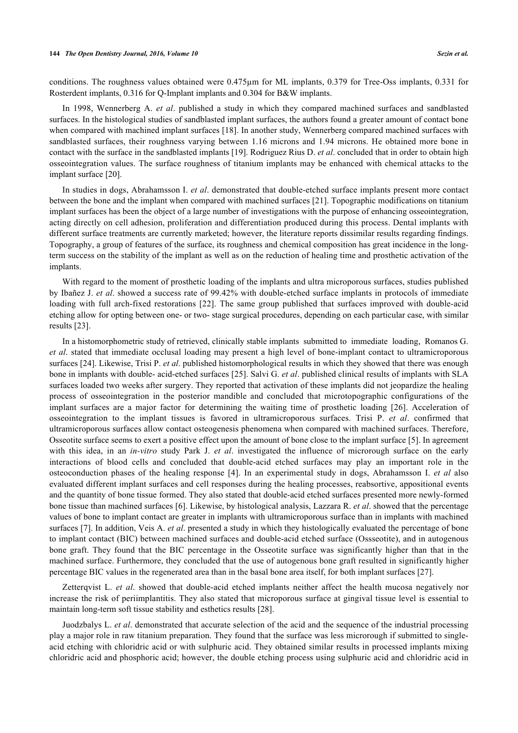conditions. The roughness values obtained were 0.475µm for ML implants, 0.379 for Tree-Oss implants, 0.331 for Rosterdent implants, 0.316 for Q-Implant implants and 0.304 for B&W implants.

In 1998, Wennerberg A. *et al*. published a study in which they compared machined surfaces and sandblasted surfaces. In the histological studies of sandblasted implant surfaces, the authors found a greater amount of contact bone when compared with machined implant surfaces [18]. In another study, Wennerberg compared machined surfaces with sandblasted surfaces, their roughness varying between 1.16 microns and 1.94 microns. He obtained more bone in contact with the surface in the sandblasted implants [19]. Rodriguez Rius D. *et al*. concluded that in order to obtain high osseointegration values. The surface roughness of titanium implants may be enhanced with chemical attacks to the implant surface [20].

In studies in dogs, Abrahamsson I. *et al*. demonstrated that double-etched surface implants present more contact between the bone and the implant when compared with machined surfaces [21]. Topographic modifications on titanium implant surfaces has been the object of a large number of investigations with the purpose of enhancing osseointegration, acting directly on cell adhesion, proliferation and differentiation produced during this process. Dental implants with different surface treatments are currently marketed; however, the literature reports dissimilar results regarding findings. Topography, a group of features of the surface, its roughness and chemical composition has great incidence in the long-term success on the stability of the implant as well as on the reduction of healing time and prosthetic activation of the implants.

With regard to the moment of prosthetic loading of the implants and ultra microporous surfaces, studies published by Ibañez J. *et al*. showed a success rate of 99.42% with double-etched surface implants in protocols of immediate loading with full arch-fixed restorations [22]. The same group published that surfaces improved with double-acid etching allow for opting between one- or two- stage surgical procedures, depending on each particular case, with similar results [23].

In a histomorphometric study of retrieved, clinically stable implants submitted to immediate loading, Romanos G. *et al*. stated that immediate occlusal loading may present a high level of bone-implant contact to ultramicroporous surfaces [24]. Likewise, Trisi P. *et al*. published histomorphological results in which they showed that there was enough bone in implants with double- acid-etched surfaces [25]. Salvi G. *et al*. published clinical results of implants with SLA surfaces loaded two weeks after surgery. They reported that activation of these implants did not jeopardize the healing process of osseointegration in the posterior mandible and concluded that microtopographic configurations of the implant surfaces are a major factor for determining the waiting time of prosthetic loading [26]. Acceleration of osseointegration to the implant tissues is favored in ultramicroporous surfaces. Trisi P. *et al*. confirmed that ultramicroporous surfaces allow contact osteogenesis phenomena when compared with machined surfaces. Therefore, Osseotite surface seems to exert a positive effect upon the amount of bone close to the implant surface [5]. In agreement with this idea, in an *in-vitro* study Park J. *et al*. investigated the influence of microrough surface on the early interactions of blood cells and concluded that double-acid etched surfaces may play an important role in the osteoconduction phases of the healing response [4]. In an experimental study in dogs, Abrahamsson I. *et al* also evaluated different implant surfaces and cell responses during the healing processes, reabsortive, appositional events and the quantity of bone tissue formed. They also stated that double-acid etched surfaces presented more newly-formed bone tissue than machined surfaces [6]. Likewise, by histological analysis, Lazzara R. *et al*. showed that the percentage values of bone to implant contact are greater in implants with ultramicroporous surface than in implants with machined surfaces [7]. In addition, Veis A. *et al*. presented a study in which they histologically evaluated the percentage of bone to implant contact (BIC) between machined surfaces and double-acid etched surface (Ossseotite), and in autogenous bone graft. They found that the BIC percentage in the Osseotite surface was significantly higher than that in the machined surface. Furthermore, they concluded that the use of autogenous bone graft resulted in significantly higher percentage BIC values in the regenerated area than in the basal bone area itself, for both implant surfaces [27].

Zetterqvist L. *et al*. showed that double-acid etched implants neither affect the health mucosa negatively nor increase the risk of periimplantitis. They also stated that microporous surface at gingival tissue level is essential to maintain long-term soft tissue stability and esthetics results [28].

Juodzbalys L. *et al*. demonstrated that accurate selection of the acid and the sequence of the industrial processing play a major role in raw titanium preparation. They found that the surface was less microrough if submitted to single-acid etching with chloridric acid or with sulphuric acid. They obtained similar results in processed implants mixing chloridric acid and phosphoric acid; however, the double etching process using sulphuric acid and chloridric acid in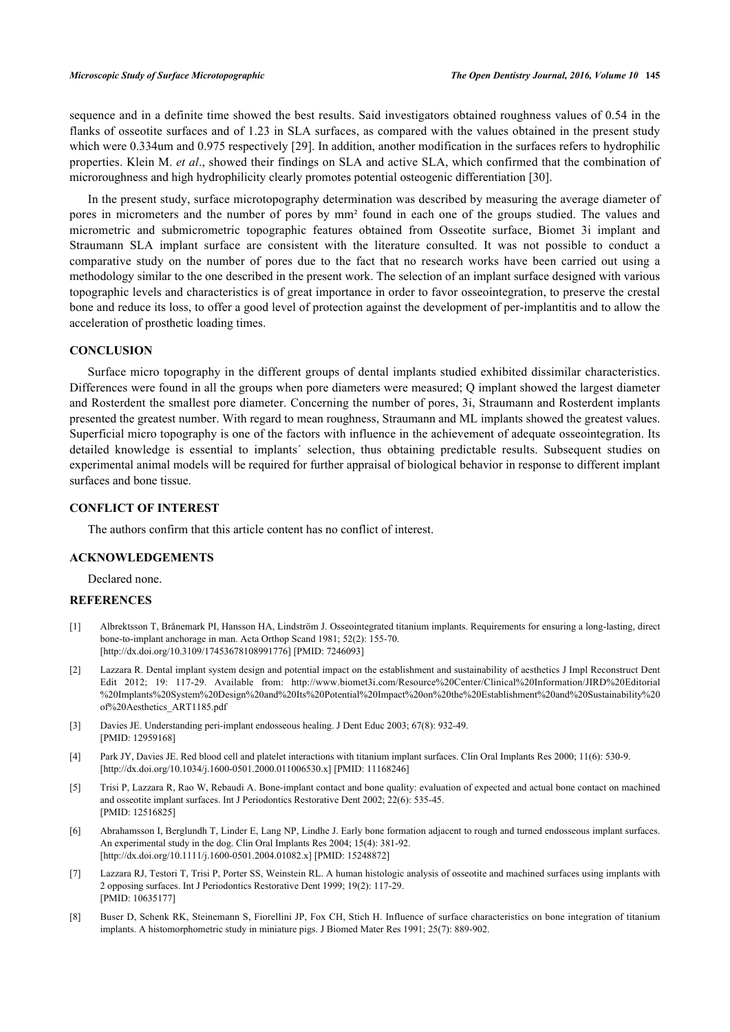sequence and in a definite time showed the best results. Said investigators obtained roughness values of 0.54 in the flanks of osseotite surfaces and of 1.23 in SLA surfaces, as compared with the values obtained in the present study which were 0.334um and 0.975 respectively [29]. In addition, another modification in the surfaces refers to hydrophilic properties. Klein M. *et al*., showed their findings on SLA and active SLA, which confirmed that the combination of microroughness and high hydrophilicity clearly promotes potential osteogenic differentiation [30].

In the present study, surface microtopography determination was described by measuring the average diameter of pores in micrometers and the number of pores by mm² found in each one of the groups studied. The values and micrometric and submicrometric topographic features obtained from Osseotite surface, Biomet 3i implant and Straumann SLA implant surface are consistent with the literature consulted. It was not possible to conduct a comparative study on the number of pores due to the fact that no research works have been carried out using a methodology similar to the one described in the present work. The selection of an implant surface designed with various topographic levels and characteristics is of great importance in order to favor osseointegration, to preserve the crestal bone and reduce its loss, to offer a good level of protection against the development of per-implantitis and to allow the acceleration of prosthetic loading times.

## CONCLUSION

Surface micro topography in the different groups of dental implants studied exhibited dissimilar characteristics. Differences were found in all the groups when pore diameters were measured; Q implant showed the largest diameter and Rosterdent the smallest pore diameter. Concerning the number of pores, 3i, Straumann and Rosterdent implants presented the greatest number. With regard to mean roughness, Straumann and ML implants showed the greatest values. Superficial micro topography is one of the factors with influence in the achievement of adequate osseointegration. Its detailed knowledge is essential to implants´ selection, thus obtaining predictable results. Subsequent studies on experimental animal models will be required for further appraisal of biological behavior in response to different implant surfaces and bone tissue.

## CONFLICT OF INTEREST

The authors confirm that this article content has no conflict of interest.

## ACKNOWLEDGEMENTS

Declared none.

## REFERENCES

[1] Albrektsson T, Brånemark PI, Hansson HA, Lindström J. Osseointegrated titanium implants. Requirements for ensuring a long-lasting, direct bone-to-implant anchorage in man. Acta Orthop Scand 1981; 52(2): 155-70. [http://dx.doi.org/10.3109/17453678108991776] [PMID: 7246093]

[2] Lazzara R. Dental implant system design and potential impact on the establishment and sustainability of aesthetics J Impl Reconstruct Dent Edit 2012; 19: 117-29. Available from: http://www.biomet3i.com/Resource%20Center/Clinical%20Information/JIRD%20Editorial%20Implants%20System%20Design%20and%20Its%20Potential%20Impact%20on%20the%20Establishment%20and%20Sustainability%20of%20Aesthetics_ART1185.pdf

[3] Davies JE. Understanding peri-implant endosseous healing. J Dent Educ 2003; 67(8): 932-49. [PMID: 12959168]

[4] Park JY, Davies JE. Red blood cell and platelet interactions with titanium implant surfaces. Clin Oral Implants Res 2000; 11(6): 530-9. [http://dx.doi.org/10.1034/j.1600-0501.2000.011006530.x] [PMID: 11168246]

[5] Trisi P, Lazzara R, Rao W, Rebaudi A. Bone-implant contact and bone quality: evaluation of expected and actual bone contact on machined and osseotite implant surfaces. Int J Periodontics Restorative Dent 2002; 22(6): 535-45. [PMID: 12516825]

[6] Abrahamsson I, Berglundh T, Linder E, Lang NP, Lindhe J. Early bone formation adjacent to rough and turned endosseous implant surfaces. An experimental study in the dog. Clin Oral Implants Res 2004; 15(4): 381-92. [http://dx.doi.org/10.1111/j.1600-0501.2004.01082.x] [PMID: 15248872]

[7] Lazzara RJ, Testori T, Trisi P, Porter SS, Weinstein RL. A human histologic analysis of osseotite and machined surfaces using implants with 2 opposing surfaces. Int J Periodontics Restorative Dent 1999; 19(2): 117-29. [PMID: 10635177]

[8] Buser D, Schenk RK, Steinemann S, Fiorellini JP, Fox CH, Stich H. Influence of surface characteristics on bone integration of titanium implants. A histomorphometric study in miniature pigs. J Biomed Mater Res 1991; 25(7): 889-902.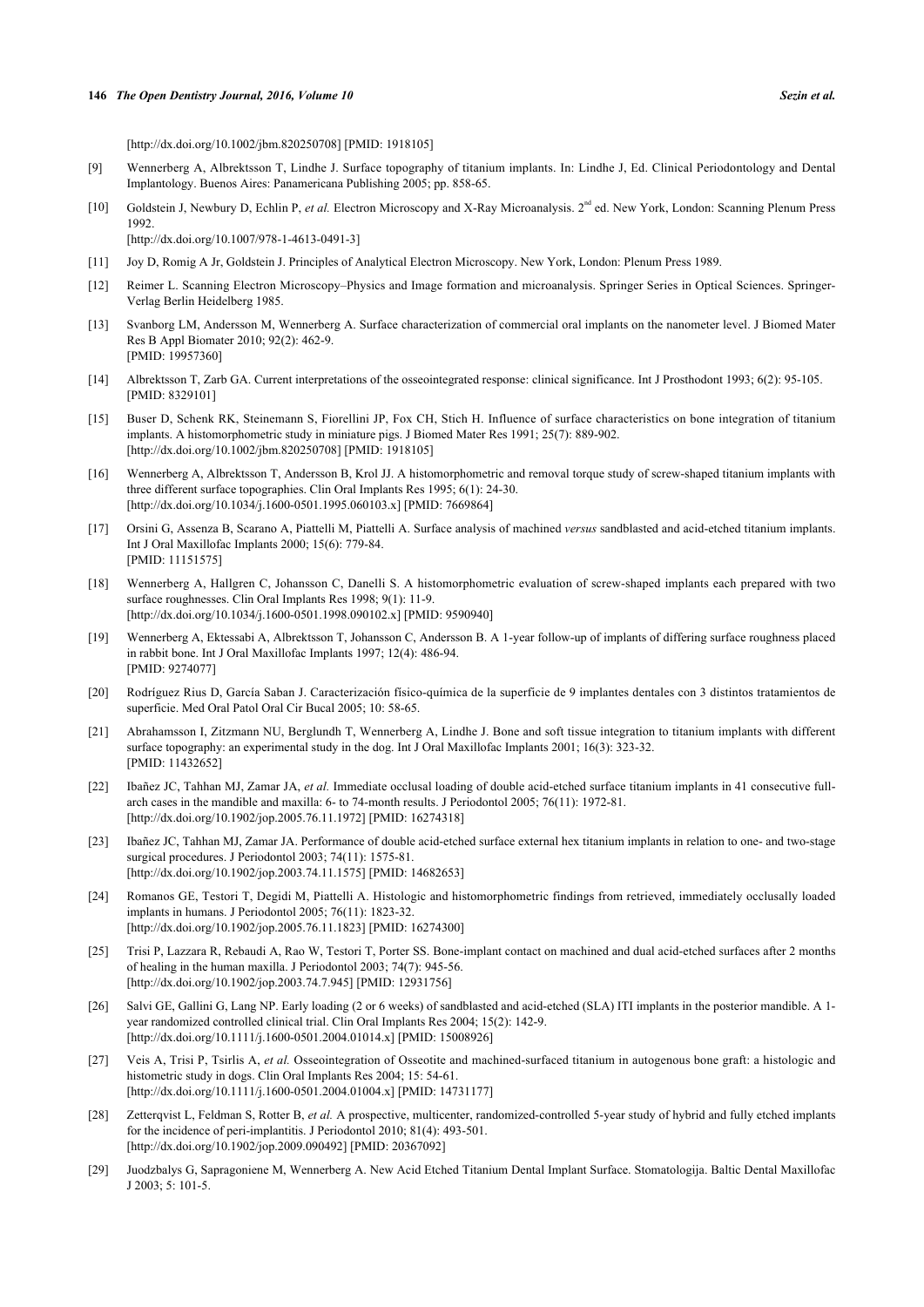[http://dx.doi.org/10.1002/jbm.820250708] [PMID: 1918105]

[9] Wennerberg A, Albrektsson T, Lindhe J. Surface topography of titanium implants. In: Lindhe J, Ed. Clinical Periodontology and Dental Implantology. Buenos Aires: Panamericana Publishing 2005; pp. 858-65.

[10] Goldstein J, Newbury D, Echlin P, *et al.* Electron Microscopy and X-Ray Microanalysis. 2nd ed. New York, London: Scanning Plenum Press 1992.
[http://dx.doi.org/10.1007/978-1-4613-0491-3]

[11] Joy D, Romig A Jr, Goldstein J. Principles of Analytical Electron Microscopy. New York, London: Plenum Press 1989.

[12] Reimer L. Scanning Electron Microscopy–Physics and Image formation and microanalysis. Springer Series in Optical Sciences. Springer-Verlag Berlin Heidelberg 1985.

[13] Svanborg LM, Andersson M, Wennerberg A. Surface characterization of commercial oral implants on the nanometer level. J Biomed Mater Res B Appl Biomater 2010; 92(2): 462-9.
[PMID: 19957360]

[14] Albrektsson T, Zarb GA. Current interpretations of the osseointegrated response: clinical significance. Int J Prosthodont 1993; 6(2): 95-105.
[PMID: 8329101]

[15] Buser D, Schenk RK, Steinemann S, Fiorellini JP, Fox CH, Stich H. Influence of surface characteristics on bone integration of titanium implants. A histomorphometric study in miniature pigs. J Biomed Mater Res 1991; 25(7): 889-902.
[http://dx.doi.org/10.1002/jbm.820250708] [PMID: 1918105]

[16] Wennerberg A, Albrektsson T, Andersson B, Krol JJ. A histomorphometric and removal torque study of screw-shaped titanium implants with three different surface topographies. Clin Oral Implants Res 1995; 6(1): 24-30.
[http://dx.doi.org/10.1034/j.1600-0501.1995.060103.x] [PMID: 7669864]

[17] Orsini G, Assenza B, Scarano A, Piattelli M, Piattelli A. Surface analysis of machined *versus* sandblasted and acid-etched titanium implants. Int J Oral Maxillofac Implants 2000; 15(6): 779-84.
[PMID: 11151575]

[18] Wennerberg A, Hallgren C, Johansson C, Danelli S. A histomorphometric evaluation of screw-shaped implants each prepared with two surface roughnesses. Clin Oral Implants Res 1998; 9(1): 11-9.
[http://dx.doi.org/10.1034/j.1600-0501.1998.090102.x] [PMID: 9590940]

[19] Wennerberg A, Ektessabi A, Albrektsson T, Johansson C, Andersson B. A 1-year follow-up of implants of differing surface roughness placed in rabbit bone. Int J Oral Maxillofac Implants 1997; 12(4): 486-94.
[PMID: 9274077]

[20] Rodríguez Rius D, García Saban J. Caracterización físico-química de la superficie de 9 implantes dentales con 3 distintos tratamientos de superficie. Med Oral Patol Oral Cir Bucal 2005; 10: 58-65.

[21] Abrahamsson I, Zitzmann NU, Berglundh T, Wennerberg A, Lindhe J. Bone and soft tissue integration to titanium implants with different surface topography: an experimental study in the dog. Int J Oral Maxillofac Implants 2001; 16(3): 323-32.
[PMID: 11432652]

[22] Ibañez JC, Tahhan MJ, Zamar JA, *et al.* Immediate occlusal loading of double acid-etched surface titanium implants in 41 consecutive full-arch cases in the mandible and maxilla: 6- to 74-month results. J Periodontol 2005; 76(11): 1972-81.
[http://dx.doi.org/10.1902/jop.2005.76.11.1972] [PMID: 16274318]

[23] Ibañez JC, Tahhan MJ, Zamar JA. Performance of double acid-etched surface external hex titanium implants in relation to one- and two-stage surgical procedures. J Periodontol 2003; 74(11): 1575-81.
[http://dx.doi.org/10.1902/jop.2003.74.11.1575] [PMID: 14682653]

[24] Romanos GE, Testori T, Degidi M, Piattelli A. Histologic and histomorphometric findings from retrieved, immediately occlusally loaded implants in humans. J Periodontol 2005; 76(11): 1823-32.
[http://dx.doi.org/10.1902/jop.2005.76.11.1823] [PMID: 16274300]

[25] Trisi P, Lazzara R, Rebaudi A, Rao W, Testori T, Porter SS. Bone-implant contact on machined and dual acid-etched surfaces after 2 months of healing in the human maxilla. J Periodontol 2003; 74(7): 945-56.
[http://dx.doi.org/10.1902/jop.2003.74.7.945] [PMID: 12931756]

[26] Salvi GE, Gallini G, Lang NP. Early loading (2 or 6 weeks) of sandblasted and acid-etched (SLA) ITI implants in the posterior mandible. A 1-year randomized controlled clinical trial. Clin Oral Implants Res 2004; 15(2): 142-9.
[http://dx.doi.org/10.1111/j.1600-0501.2004.01014.x] [PMID: 15008926]

[27] Veis A, Trisi P, Tsirlis A, *et al.* Osseointegration of Osseotite and machined-surfaced titanium in autogenous bone graft: a histologic and histometric study in dogs. Clin Oral Implants Res 2004; 15: 54-61.
[http://dx.doi.org/10.1111/j.1600-0501.2004.01004.x] [PMID: 14731177]

[28] Zetterqvist L, Feldman S, Rotter B, *et al.* A prospective, multicenter, randomized-controlled 5-year study of hybrid and fully etched implants for the incidence of peri-implantitis. J Periodontol 2010; 81(4): 493-501.
[http://dx.doi.org/10.1902/jop.2009.090492] [PMID: 20367092]

[29] Juodzbalys G, Sapragoniene M, Wennerberg A. New Acid Etched Titanium Dental Implant Surface. Stomatologija. Baltic Dental Maxillofac J 2003; 5: 101-5.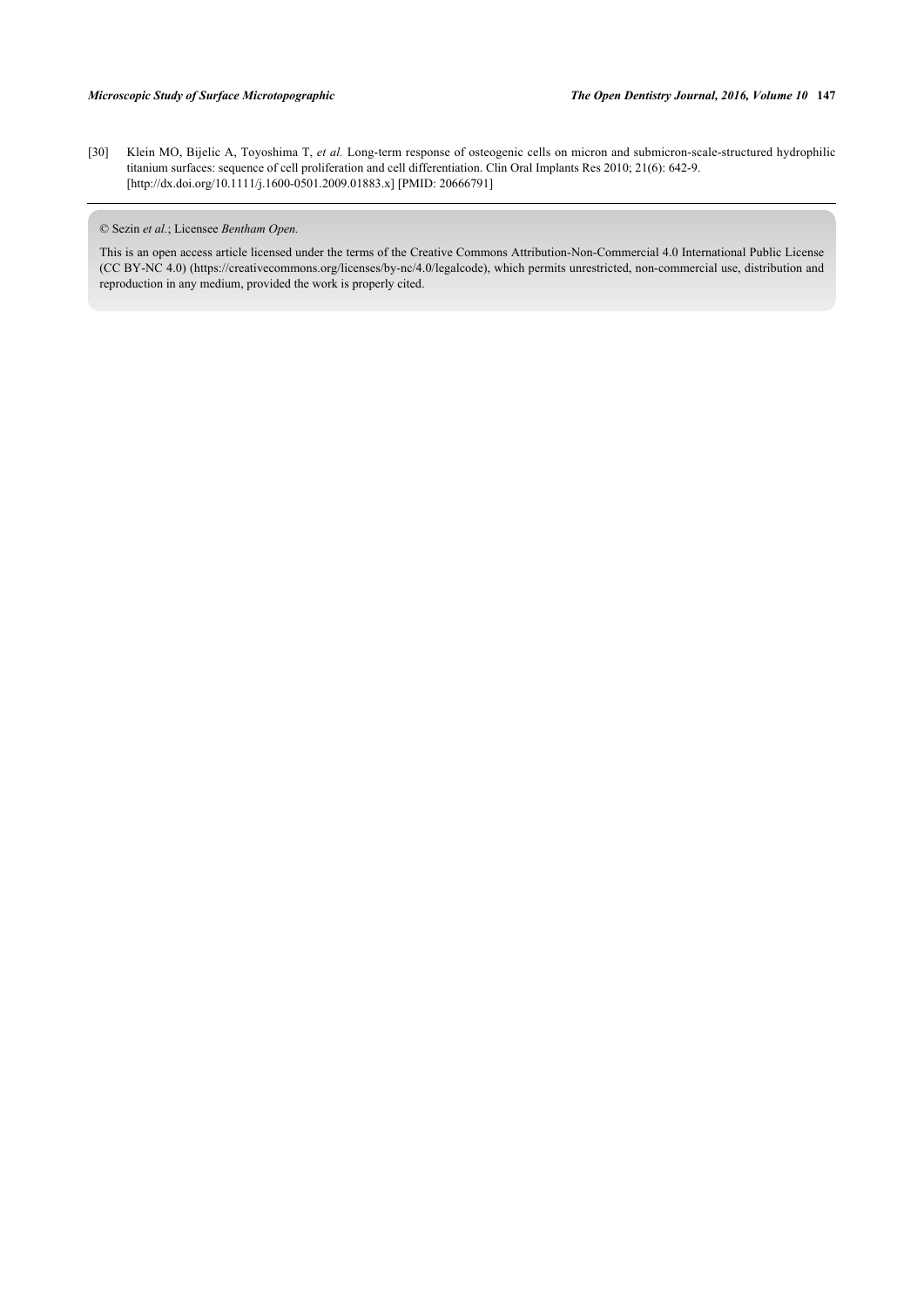[30] Klein MO, Bijelic A, Toyoshima T, *et al.* Long-term response of osteogenic cells on micron and submicron-scale-structured hydrophilic titanium surfaces: sequence of cell proliferation and cell differentiation. Clin Oral Implants Res 2010; 21(6): 642-9. [http://dx.doi.org/10.1111/j.1600-0501.2009.01883.x] [PMID: 20666791]

---

© Sezin *et al.*; Licensee *Bentham Open.*

This is an open access article licensed under the terms of the Creative Commons Attribution-Non-Commercial 4.0 International Public License (CC BY-NC 4.0) (https://creativecommons.org/licenses/by-nc/4.0/legalcode), which permits unrestricted, non-commercial use, distribution and reproduction in any medium, provided the work is properly cited.